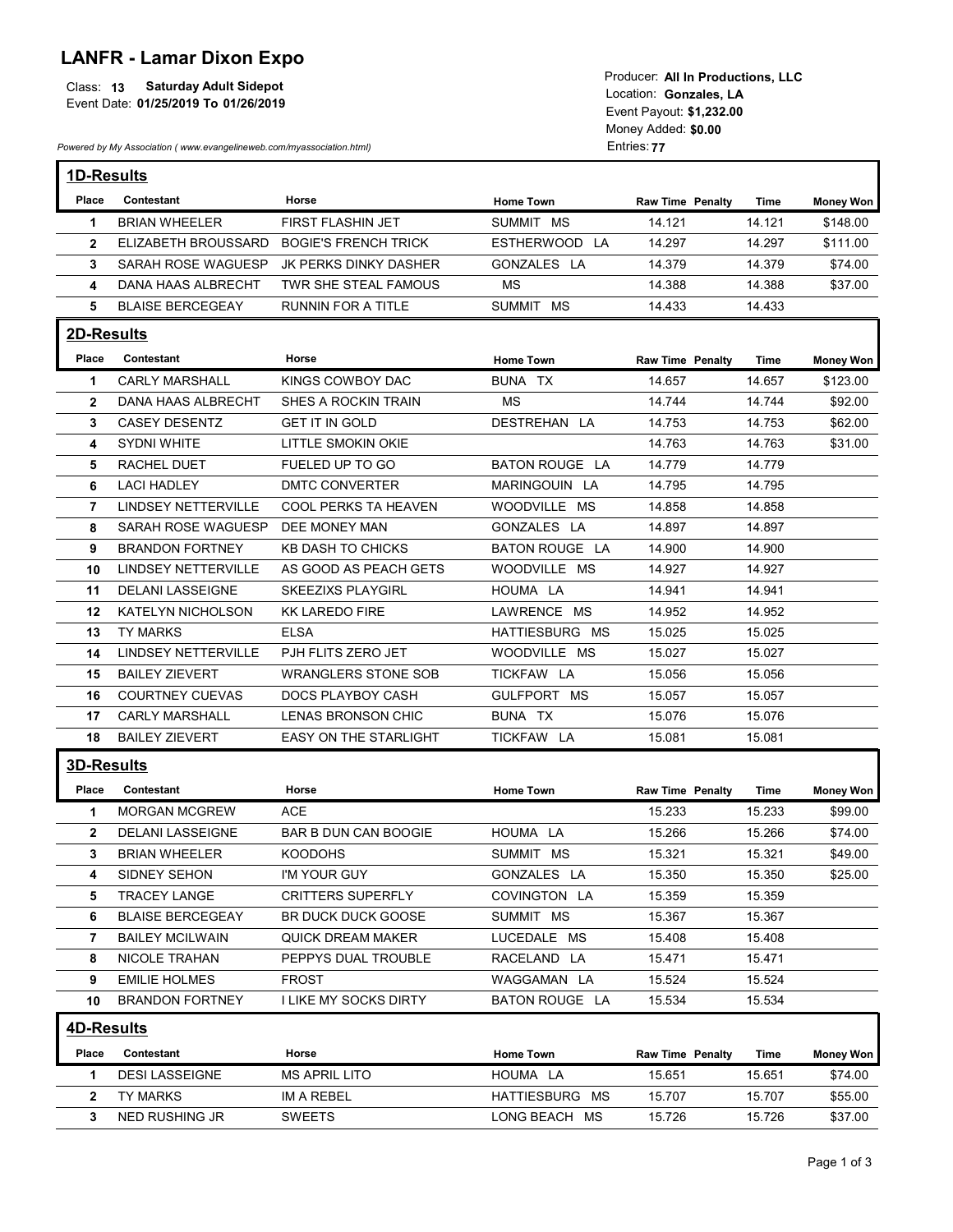# LANFR - Lamar Dixon Expo

Class: **13** **Saturday Adult Sidepot**
Event Date: **01/25/2019 To 01/26/2019**

Producer: **All In Productions, LLC**
Location: **Gonzales, LA**
Event Payout: **$1,232.00**
Money Added: **$0.00**
Entries: **77**

*Powered by My Association ( www.evangelineweb.com/myassociation.html)*

## 1D-Results

| Place | Contestant | Horse | Home Town | Raw Time | Penalty | Time | Money Won |
|---|---|---|---|---|---|---|---|
| 1 | BRIAN WHEELER | FIRST FLASHIN JET | SUMMIT MS | 14.121 | | 14.121 | $148.00 |
| 2 | ELIZABETH BROUSSARD | BOGIE'S FRENCH TRICK | ESTHERWOOD LA | 14.297 | | 14.297 | $111.00 |
| 3 | SARAH ROSE WAGUESP | JK PERKS DINKY DASHER | GONZALES LA | 14.379 | | 14.379 | $74.00 |
| 4 | DANA HAAS ALBRECHT | TWR SHE STEAL FAMOUS | MS | 14.388 | | 14.388 | $37.00 |
| 5 | BLAISE BERCEGEAY | RUNNIN FOR A TITLE | SUMMIT MS | 14.433 | | 14.433 | |

## 2D-Results

| Place | Contestant | Horse | Home Town | Raw Time | Penalty | Time | Money Won |
|---|---|---|---|---|---|---|---|
| 1 | CARLY MARSHALL | KINGS COWBOY DAC | BUNA TX | 14.657 | | 14.657 | $123.00 |
| 2 | DANA HAAS ALBRECHT | SHES A ROCKIN TRAIN | MS | 14.744 | | 14.744 | $92.00 |
| 3 | CASEY DESENTZ | GET IT IN GOLD | DESTREHAN LA | 14.753 | | 14.753 | $62.00 |
| 4 | SYDNI WHITE | LITTLE SMOKIN OKIE | | 14.763 | | 14.763 | $31.00 |
| 5 | RACHEL DUET | FUELED UP TO GO | BATON ROUGE LA | 14.779 | | 14.779 | |
| 6 | LACI HADLEY | DMTC CONVERTER | MARINGOUIN LA | 14.795 | | 14.795 | |
| 7 | LINDSEY NETTERVILLE | COOL PERKS TA HEAVEN | WOODVILLE MS | 14.858 | | 14.858 | |
| 8 | SARAH ROSE WAGUESP | DEE MONEY MAN | GONZALES LA | 14.897 | | 14.897 | |
| 9 | BRANDON FORTNEY | KB DASH TO CHICKS | BATON ROUGE LA | 14.900 | | 14.900 | |
| 10 | LINDSEY NETTERVILLE | AS GOOD AS PEACH GETS | WOODVILLE MS | 14.927 | | 14.927 | |
| 11 | DELANI LASSEIGNE | SKEEZIXS PLAYGIRL | HOUMA LA | 14.941 | | 14.941 | |
| 12 | KATELYN NICHOLSON | KK LAREDO FIRE | LAWRENCE MS | 14.952 | | 14.952 | |
| 13 | TY MARKS | ELSA | HATTIESBURG MS | 15.025 | | 15.025 | |
| 14 | LINDSEY NETTERVILLE | PJH FLITS ZERO JET | WOODVILLE MS | 15.027 | | 15.027 | |
| 15 | BAILEY ZIEVERT | WRANGLERS STONE SOB | TICKFAW LA | 15.056 | | 15.056 | |
| 16 | COURTNEY CUEVAS | DOCS PLAYBOY CASH | GULFPORT MS | 15.057 | | 15.057 | |
| 17 | CARLY MARSHALL | LENAS BRONSON CHIC | BUNA TX | 15.076 | | 15.076 | |
| 18 | BAILEY ZIEVERT | EASY ON THE STARLIGHT | TICKFAW LA | 15.081 | | 15.081 | |

## 3D-Results

| Place | Contestant | Horse | Home Town | Raw Time | Penalty | Time | Money Won |
|---|---|---|---|---|---|---|---|
| 1 | MORGAN MCGREW | ACE | | 15.233 | | 15.233 | $99.00 |
| 2 | DELANI LASSEIGNE | BAR B DUN CAN BOOGIE | HOUMA LA | 15.266 | | 15.266 | $74.00 |
| 3 | BRIAN WHEELER | KOODOHS | SUMMIT MS | 15.321 | | 15.321 | $49.00 |
| 4 | SIDNEY SEHON | I'M YOUR GUY | GONZALES LA | 15.350 | | 15.350 | $25.00 |
| 5 | TRACEY LANGE | CRITTERS SUPERFLY | COVINGTON LA | 15.359 | | 15.359 | |
| 6 | BLAISE BERCEGEAY | BR DUCK DUCK GOOSE | SUMMIT MS | 15.367 | | 15.367 | |
| 7 | BAILEY MCILWAIN | QUICK DREAM MAKER | LUCEDALE MS | 15.408 | | 15.408 | |
| 8 | NICOLE TRAHAN | PEPPYS DUAL TROUBLE | RACELAND LA | 15.471 | | 15.471 | |
| 9 | EMILIE HOLMES | FROST | WAGGAMAN LA | 15.524 | | 15.524 | |
| 10 | BRANDON FORTNEY | I LIKE MY SOCKS DIRTY | BATON ROUGE LA | 15.534 | | 15.534 | |

## 4D-Results

| Place | Contestant | Horse | Home Town | Raw Time | Penalty | Time | Money Won |
|---|---|---|---|---|---|---|---|
| 1 | DESI LASSEIGNE | MS APRIL LITO | HOUMA LA | 15.651 | | 15.651 | $74.00 |
| 2 | TY MARKS | IM A REBEL | HATTIESBURG MS | 15.707 | | 15.707 | $55.00 |
| 3 | NED RUSHING JR | SWEETS | LONG BEACH MS | 15.726 | | 15.726 | $37.00 |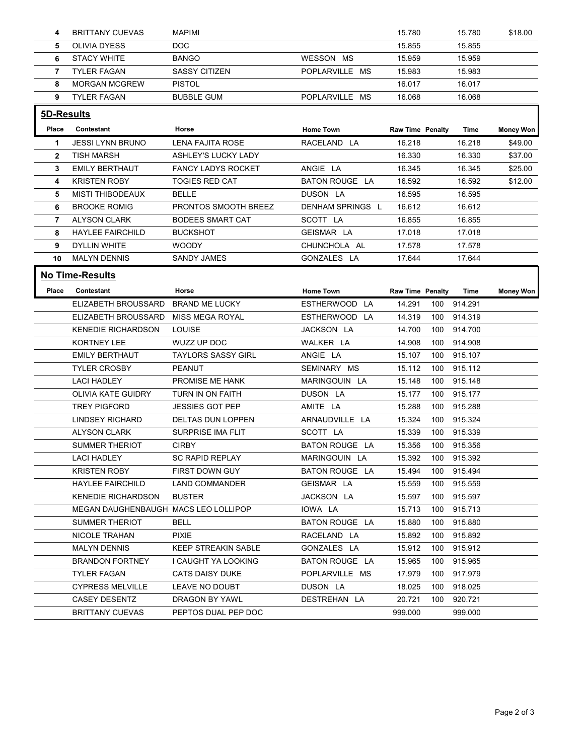| Place | Contestant | Horse | Home Town | Raw Time | Penalty | Time | Money Won |
|---|---|---|---|---|---|---|---|
| 4 | BRITTANY CUEVAS | MAPIMI | | 15.780 | | 15.780 | $18.00 |
| 5 | OLIVIA DYESS | DOC | | 15.855 | | 15.855 | |
| 6 | STACY WHITE | BANGO | WESSON MS | 15.959 | | 15.959 | |
| 7 | TYLER FAGAN | SASSY CITIZEN | POPLARVILLE MS | 15.983 | | 15.983 | |
| 8 | MORGAN MCGREW | PISTOL | | 16.017 | | 16.017 | |
| 9 | TYLER FAGAN | BUBBLE GUM | POPLARVILLE MS | 16.068 | | 16.068 | |

## 5D-Results

| Place | Contestant | Horse | Home Town | Raw Time | Penalty | Time | Money Won |
|---|---|---|---|---|---|---|---|
| 1 | JESSI LYNN BRUNO | LENA FAJITA ROSE | RACELAND LA | 16.218 | | 16.218 | $49.00 |
| 2 | TISH MARSH | ASHLEY'S LUCKY LADY | | 16.330 | | 16.330 | $37.00 |
| 3 | EMILY BERTHAUT | FANCY LADYS ROCKET | ANGIE LA | 16.345 | | 16.345 | $25.00 |
| 4 | KRISTEN ROBY | TOGIES RED CAT | BATON ROUGE LA | 16.592 | | 16.592 | $12.00 |
| 5 | MISTI THIBODEAUX | BELLE | DUSON LA | 16.595 | | 16.595 | |
| 6 | BROOKE ROMIG | PRONTOS SMOOTH BREEZ | DENHAM SPRINGS L | 16.612 | | 16.612 | |
| 7 | ALYSON CLARK | BODEES SMART CAT | SCOTT LA | 16.855 | | 16.855 | |
| 8 | HAYLEE FAIRCHILD | BUCKSHOT | GEISMAR LA | 17.018 | | 17.018 | |
| 9 | DYLLIN WHITE | WOODY | CHUNCHOLA AL | 17.578 | | 17.578 | |
| 10 | MALYN DENNIS | SANDY JAMES | GONZALES LA | 17.644 | | 17.644 | |

## No Time-Results

| Place | Contestant | Horse | Home Town | Raw Time | Penalty | Time | Money Won |
|---|---|---|---|---|---|---|---|
| | ELIZABETH BROUSSARD | BRAND ME LUCKY | ESTHERWOOD LA | 14.291 | 100 | 914.291 | |
| | ELIZABETH BROUSSARD | MISS MEGA ROYAL | ESTHERWOOD LA | 14.319 | 100 | 914.319 | |
| | KENEDIE RICHARDSON | LOUISE | JACKSON LA | 14.700 | 100 | 914.700 | |
| | KORTNEY LEE | WUZZ UP DOC | WALKER LA | 14.908 | 100 | 914.908 | |
| | EMILY BERTHAUT | TAYLORS SASSY GIRL | ANGIE LA | 15.107 | 100 | 915.107 | |
| | TYLER CROSBY | PEANUT | SEMINARY MS | 15.112 | 100 | 915.112 | |
| | LACI HADLEY | PROMISE ME HANK | MARINGOUIN LA | 15.148 | 100 | 915.148 | |
| | OLIVIA KATE GUIDRY | TURN IN ON FAITH | DUSON LA | 15.177 | 100 | 915.177 | |
| | TREY PIGFORD | JESSIES GOT PEP | AMITE LA | 15.288 | 100 | 915.288 | |
| | LINDSEY RICHARD | DELTAS DUN LOPPEN | ARNAUDVILLE LA | 15.324 | 100 | 915.324 | |
| | ALYSON CLARK | SURPRISE IMA FLIT | SCOTT LA | 15.339 | 100 | 915.339 | |
| | SUMMER THERIOT | CIRBY | BATON ROUGE LA | 15.356 | 100 | 915.356 | |
| | LACI HADLEY | SC RAPID REPLAY | MARINGOUIN LA | 15.392 | 100 | 915.392 | |
| | KRISTEN ROBY | FIRST DOWN GUY | BATON ROUGE LA | 15.494 | 100 | 915.494 | |
| | HAYLEE FAIRCHILD | LAND COMMANDER | GEISMAR LA | 15.559 | 100 | 915.559 | |
| | KENEDIE RICHARDSON | BUSTER | JACKSON LA | 15.597 | 100 | 915.597 | |
| | MEGAN DAUGHENBAUGH | MACS LEO LOLLIPOP | IOWA LA | 15.713 | 100 | 915.713 | |
| | SUMMER THERIOT | BELL | BATON ROUGE LA | 15.880 | 100 | 915.880 | |
| | NICOLE TRAHAN | PIXIE | RACELAND LA | 15.892 | 100 | 915.892 | |
| | MALYN DENNIS | KEEP STREAKIN SABLE | GONZALES LA | 15.912 | 100 | 915.912 | |
| | BRANDON FORTNEY | I CAUGHT YA LOOKING | BATON ROUGE LA | 15.965 | 100 | 915.965 | |
| | TYLER FAGAN | CATS DAISY DUKE | POPLARVILLE MS | 17.979 | 100 | 917.979 | |
| | CYPRESS MELVILLE | LEAVE NO DOUBT | DUSON LA | 18.025 | 100 | 918.025 | |
| | CASEY DESENTZ | DRAGON BY YAWL | DESTREHAN LA | 20.721 | 100 | 920.721 | |
| | BRITTANY CUEVAS | PEPTOS DUAL PEP DOC | | 999.000 | | 999.000 | |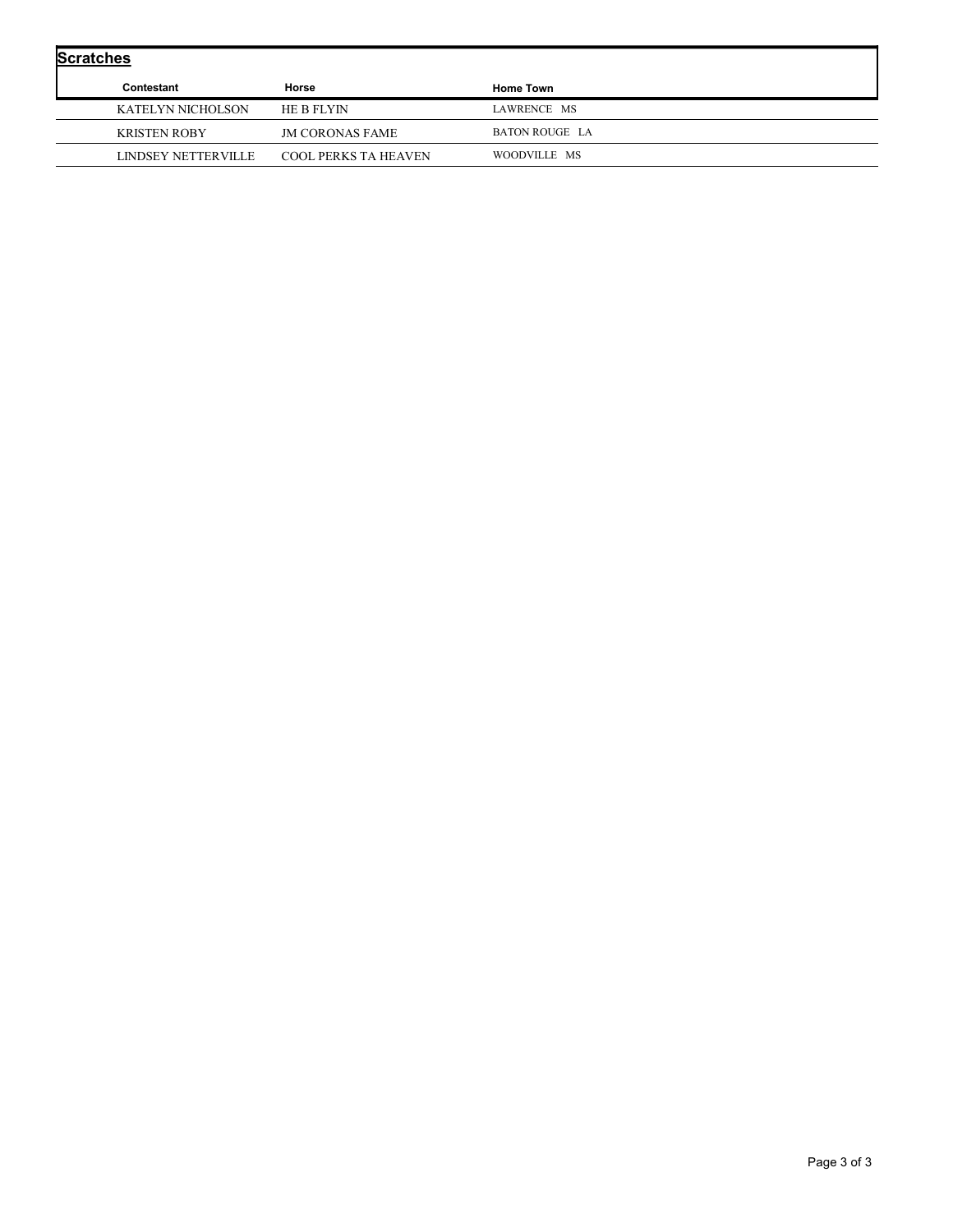## Scratches

| Contestant | Horse | Home Town |
|---|---|---|
| KATELYN NICHOLSON | HE B FLYIN | LAWRENCE MS |
| KRISTEN ROBY | JM CORONAS FAME | BATON ROUGE LA |
| LINDSEY NETTERVILLE | COOL PERKS TA HEAVEN | WOODVILLE MS |